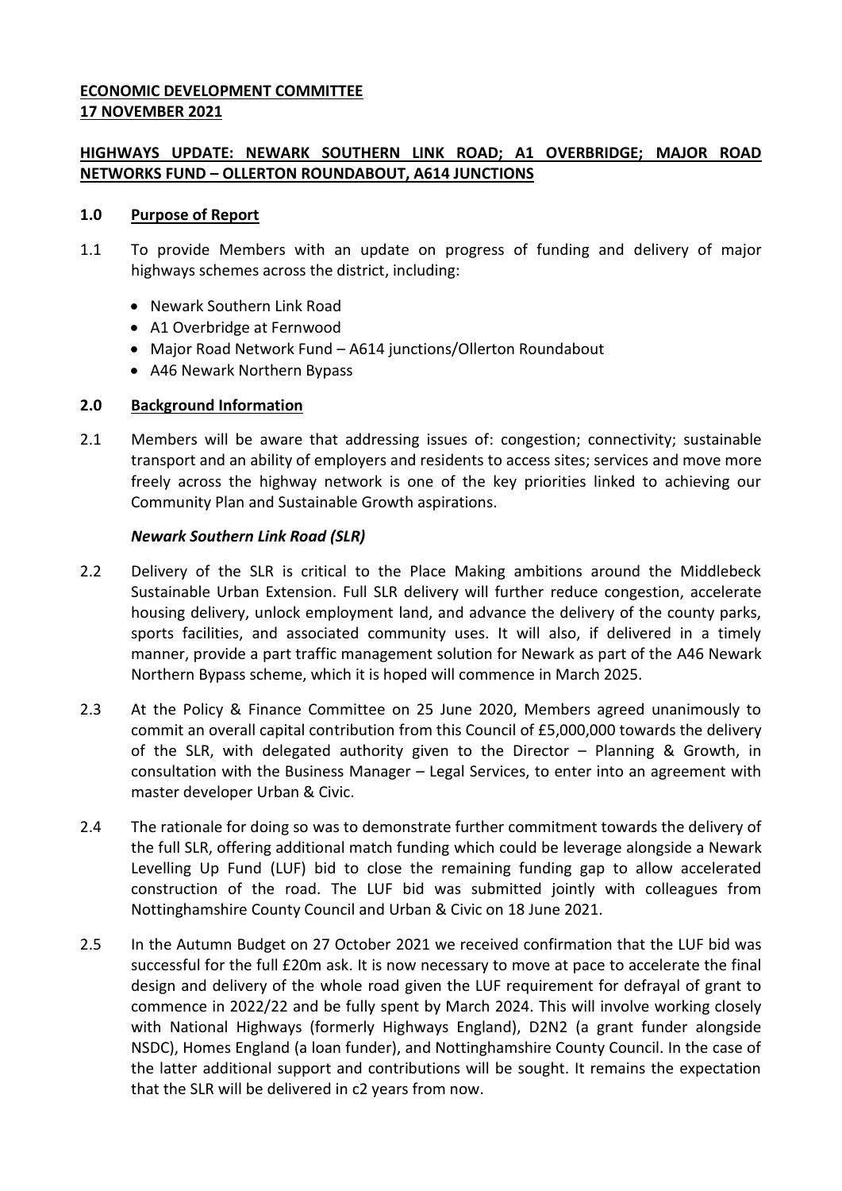**ECONOMIC DEVELOPMENT COMMITTEE**
**17 NOVEMBER 2021**

**HIGHWAYS UPDATE: NEWARK SOUTHERN LINK ROAD; A1 OVERBRIDGE; MAJOR ROAD NETWORKS FUND – OLLERTON ROUNDABOUT, A614 JUNCTIONS**

## 1.0 Purpose of Report

1.1 To provide Members with an update on progress of funding and delivery of major highways schemes across the district, including:

- Newark Southern Link Road
- A1 Overbridge at Fernwood
- Major Road Network Fund – A614 junctions/Ollerton Roundabout
- A46 Newark Northern Bypass

## 2.0 Background Information

2.1 Members will be aware that addressing issues of: congestion; connectivity; sustainable transport and an ability of employers and residents to access sites; services and move more freely across the highway network is one of the key priorities linked to achieving our Community Plan and Sustainable Growth aspirations.

### *Newark Southern Link Road (SLR)*

2.2 Delivery of the SLR is critical to the Place Making ambitions around the Middlebeck Sustainable Urban Extension. Full SLR delivery will further reduce congestion, accelerate housing delivery, unlock employment land, and advance the delivery of the county parks, sports facilities, and associated community uses. It will also, if delivered in a timely manner, provide a part traffic management solution for Newark as part of the A46 Newark Northern Bypass scheme, which it is hoped will commence in March 2025.

2.3 At the Policy & Finance Committee on 25 June 2020, Members agreed unanimously to commit an overall capital contribution from this Council of £5,000,000 towards the delivery of the SLR, with delegated authority given to the Director – Planning & Growth, in consultation with the Business Manager – Legal Services, to enter into an agreement with master developer Urban & Civic.

2.4 The rationale for doing so was to demonstrate further commitment towards the delivery of the full SLR, offering additional match funding which could be leverage alongside a Newark Levelling Up Fund (LUF) bid to close the remaining funding gap to allow accelerated construction of the road. The LUF bid was submitted jointly with colleagues from Nottinghamshire County Council and Urban & Civic on 18 June 2021.

2.5 In the Autumn Budget on 27 October 2021 we received confirmation that the LUF bid was successful for the full £20m ask. It is now necessary to move at pace to accelerate the final design and delivery of the whole road given the LUF requirement for defrayal of grant to commence in 2022/22 and be fully spent by March 2024. This will involve working closely with National Highways (formerly Highways England), D2N2 (a grant funder alongside NSDC), Homes England (a loan funder), and Nottinghamshire County Council. In the case of the latter additional support and contributions will be sought. It remains the expectation that the SLR will be delivered in c2 years from now.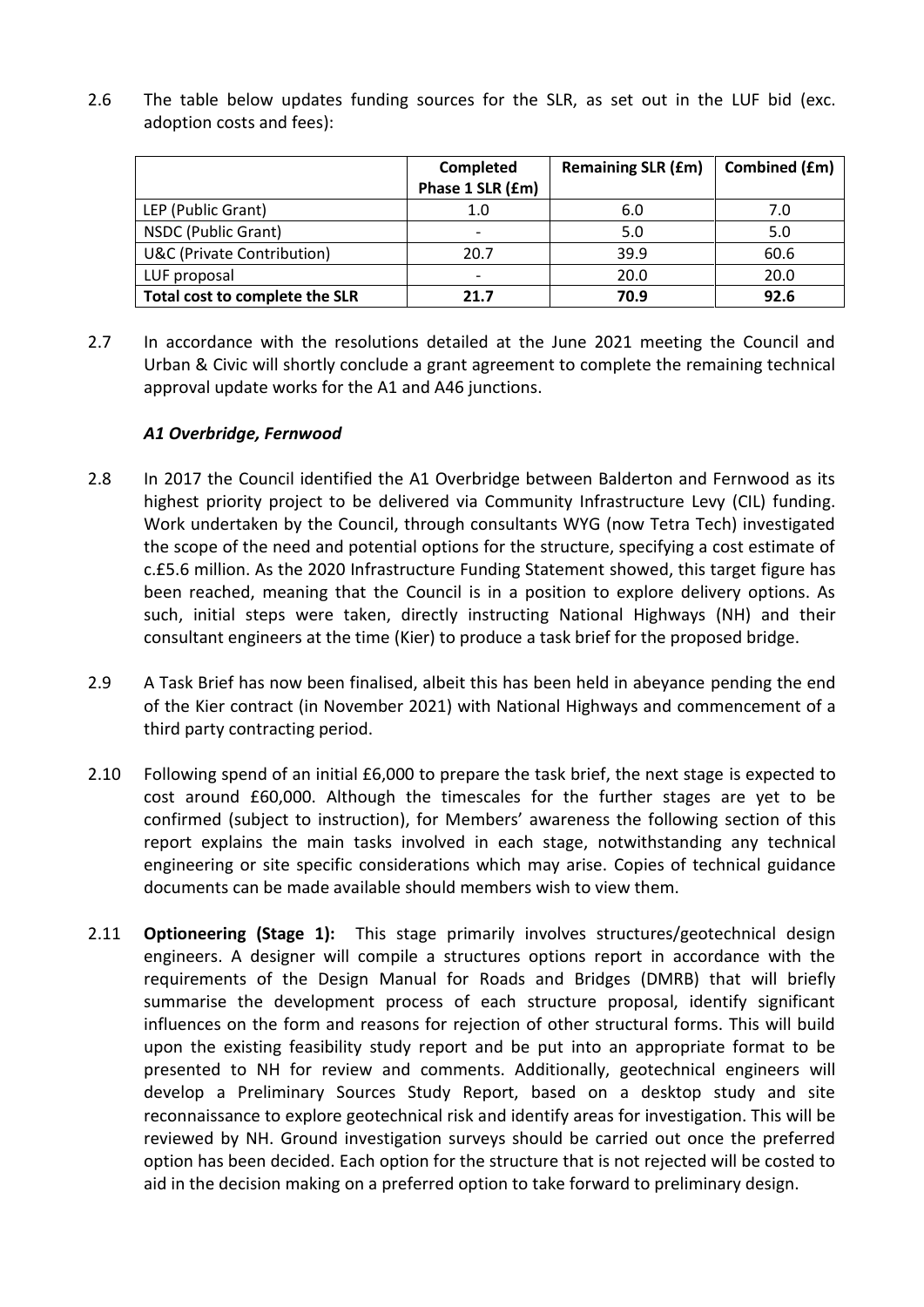2.6 The table below updates funding sources for the SLR, as set out in the LUF bid (exc. adoption costs and fees):

| | Completed Phase 1 SLR (£m) | Remaining SLR (£m) | Combined (£m) |
|---|---|---|---|
| LEP (Public Grant) | 1.0 | 6.0 | 7.0 |
| NSDC (Public Grant) | - | 5.0 | 5.0 |
| U&C (Private Contribution) | 20.7 | 39.9 | 60.6 |
| LUF proposal | - | 20.0 | 20.0 |
| **Total cost to complete the SLR** | **21.7** | **70.9** | **92.6** |

2.7 In accordance with the resolutions detailed at the June 2021 meeting the Council and Urban & Civic will shortly conclude a grant agreement to complete the remaining technical approval update works for the A1 and A46 junctions.

***A1 Overbridge, Fernwood***

2.8 In 2017 the Council identified the A1 Overbridge between Balderton and Fernwood as its highest priority project to be delivered via Community Infrastructure Levy (CIL) funding. Work undertaken by the Council, through consultants WYG (now Tetra Tech) investigated the scope of the need and potential options for the structure, specifying a cost estimate of c.£5.6 million. As the 2020 Infrastructure Funding Statement showed, this target figure has been reached, meaning that the Council is in a position to explore delivery options. As such, initial steps were taken, directly instructing National Highways (NH) and their consultant engineers at the time (Kier) to produce a task brief for the proposed bridge.

2.9 A Task Brief has now been finalised, albeit this has been held in abeyance pending the end of the Kier contract (in November 2021) with National Highways and commencement of a third party contracting period.

2.10 Following spend of an initial £6,000 to prepare the task brief, the next stage is expected to cost around £60,000. Although the timescales for the further stages are yet to be confirmed (subject to instruction), for Members' awareness the following section of this report explains the main tasks involved in each stage, notwithstanding any technical engineering or site specific considerations which may arise. Copies of technical guidance documents can be made available should members wish to view them.

2.11 **Optioneering (Stage 1):** This stage primarily involves structures/geotechnical design engineers. A designer will compile a structures options report in accordance with the requirements of the Design Manual for Roads and Bridges (DMRB) that will briefly summarise the development process of each structure proposal, identify significant influences on the form and reasons for rejection of other structural forms. This will build upon the existing feasibility study report and be put into an appropriate format to be presented to NH for review and comments. Additionally, geotechnical engineers will develop a Preliminary Sources Study Report, based on a desktop study and site reconnaissance to explore geotechnical risk and identify areas for investigation. This will be reviewed by NH. Ground investigation surveys should be carried out once the preferred option has been decided. Each option for the structure that is not rejected will be costed to aid in the decision making on a preferred option to take forward to preliminary design.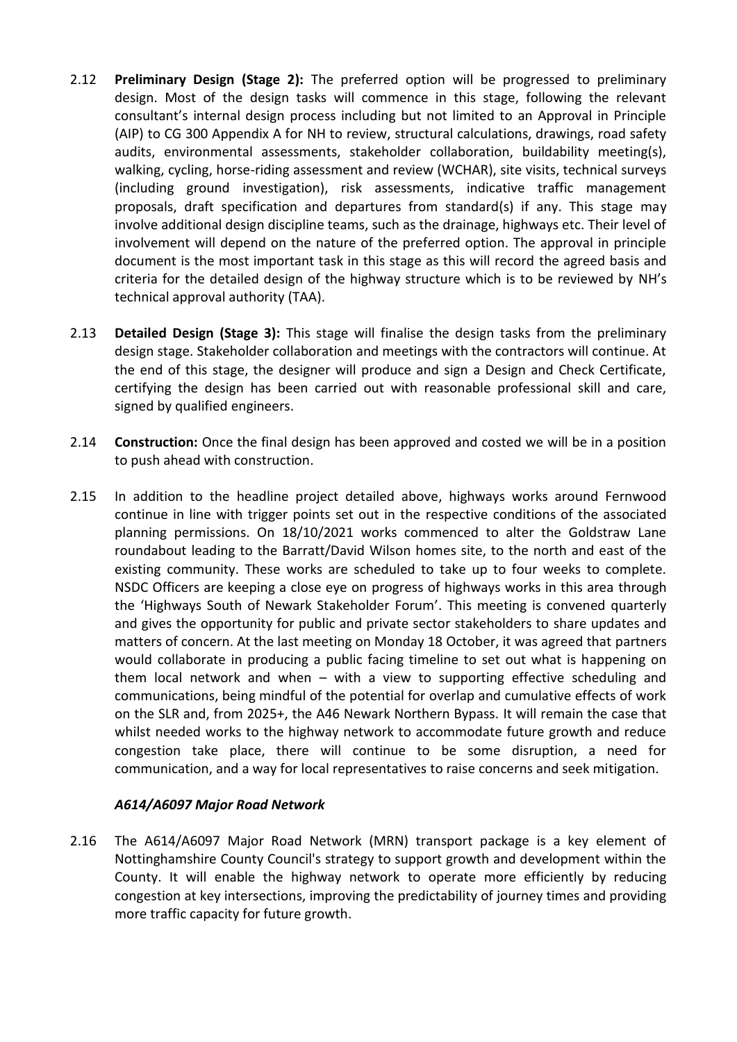2.12 **Preliminary Design (Stage 2):** The preferred option will be progressed to preliminary design. Most of the design tasks will commence in this stage, following the relevant consultant's internal design process including but not limited to an Approval in Principle (AIP) to CG 300 Appendix A for NH to review, structural calculations, drawings, road safety audits, environmental assessments, stakeholder collaboration, buildability meeting(s), walking, cycling, horse-riding assessment and review (WCHAR), site visits, technical surveys (including ground investigation), risk assessments, indicative traffic management proposals, draft specification and departures from standard(s) if any. This stage may involve additional design discipline teams, such as the drainage, highways etc. Their level of involvement will depend on the nature of the preferred option. The approval in principle document is the most important task in this stage as this will record the agreed basis and criteria for the detailed design of the highway structure which is to be reviewed by NH's technical approval authority (TAA).

2.13 **Detailed Design (Stage 3):** This stage will finalise the design tasks from the preliminary design stage. Stakeholder collaboration and meetings with the contractors will continue. At the end of this stage, the designer will produce and sign a Design and Check Certificate, certifying the design has been carried out with reasonable professional skill and care, signed by qualified engineers.

2.14 **Construction:** Once the final design has been approved and costed we will be in a position to push ahead with construction.

2.15 In addition to the headline project detailed above, highways works around Fernwood continue in line with trigger points set out in the respective conditions of the associated planning permissions. On 18/10/2021 works commenced to alter the Goldstraw Lane roundabout leading to the Barratt/David Wilson homes site, to the north and east of the existing community. These works are scheduled to take up to four weeks to complete. NSDC Officers are keeping a close eye on progress of highways works in this area through the 'Highways South of Newark Stakeholder Forum'. This meeting is convened quarterly and gives the opportunity for public and private sector stakeholders to share updates and matters of concern. At the last meeting on Monday 18 October, it was agreed that partners would collaborate in producing a public facing timeline to set out what is happening on them local network and when – with a view to supporting effective scheduling and communications, being mindful of the potential for overlap and cumulative effects of work on the SLR and, from 2025+, the A46 Newark Northern Bypass. It will remain the case that whilst needed works to the highway network to accommodate future growth and reduce congestion take place, there will continue to be some disruption, a need for communication, and a way for local representatives to raise concerns and seek mitigation.

### *A614/A6097 Major Road Network*

2.16 The A614/A6097 Major Road Network (MRN) transport package is a key element of Nottinghamshire County Council's strategy to support growth and development within the County. It will enable the highway network to operate more efficiently by reducing congestion at key intersections, improving the predictability of journey times and providing more traffic capacity for future growth.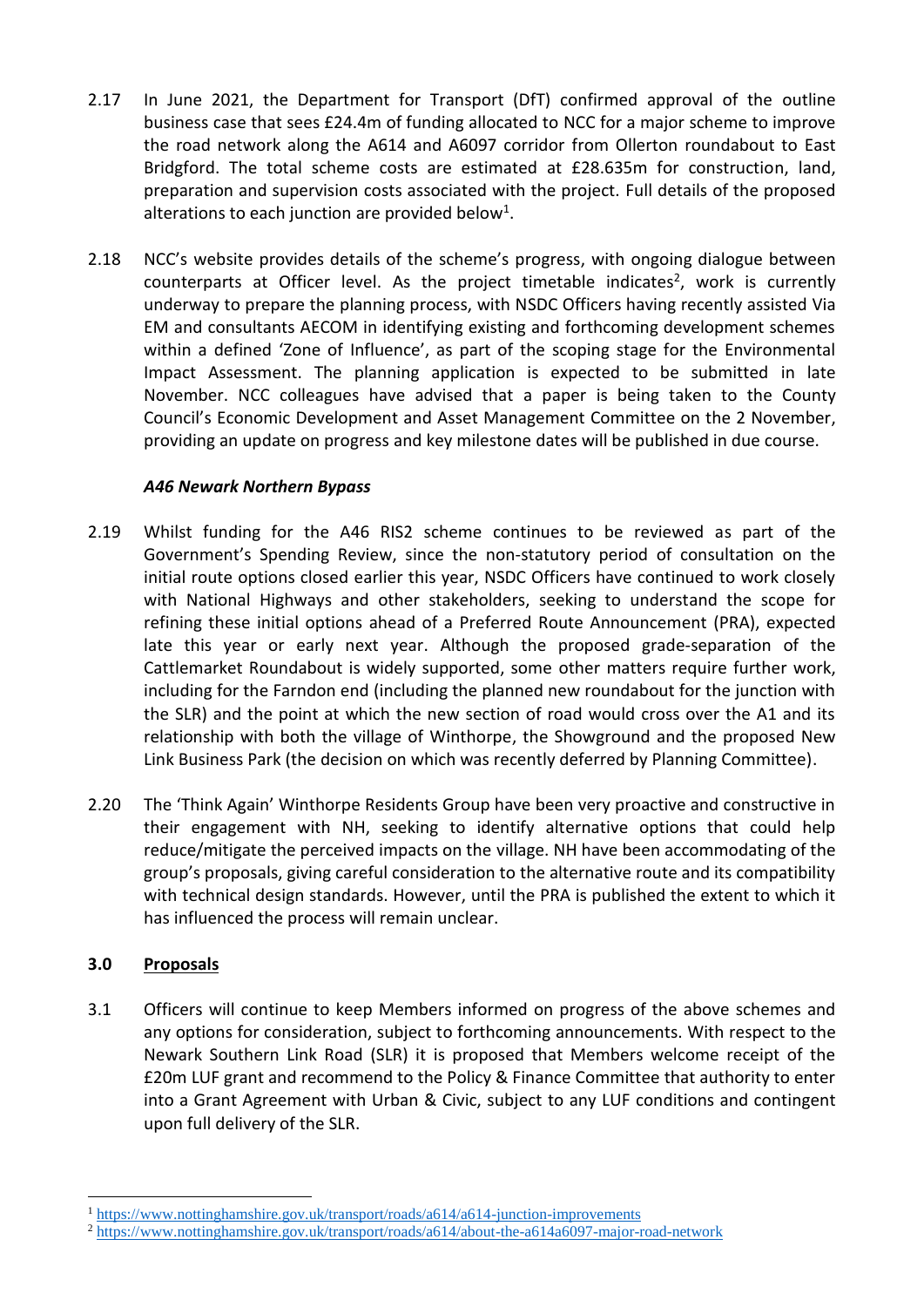2.17 In June 2021, the Department for Transport (DfT) confirmed approval of the outline business case that sees £24.4m of funding allocated to NCC for a major scheme to improve the road network along the A614 and A6097 corridor from Ollerton roundabout to East Bridgford. The total scheme costs are estimated at £28.635m for construction, land, preparation and supervision costs associated with the project. Full details of the proposed alterations to each junction are provided below[1].

2.18 NCC's website provides details of the scheme's progress, with ongoing dialogue between counterparts at Officer level. As the project timetable indicates[2], work is currently underway to prepare the planning process, with NSDC Officers having recently assisted Via EM and consultants AECOM in identifying existing and forthcoming development schemes within a defined 'Zone of Influence', as part of the scoping stage for the Environmental Impact Assessment. The planning application is expected to be submitted in late November. NCC colleagues have advised that a paper is being taken to the County Council's Economic Development and Asset Management Committee on the 2 November, providing an update on progress and key milestone dates will be published in due course.

***A46 Newark Northern Bypass***

2.19 Whilst funding for the A46 RIS2 scheme continues to be reviewed as part of the Government's Spending Review, since the non-statutory period of consultation on the initial route options closed earlier this year, NSDC Officers have continued to work closely with National Highways and other stakeholders, seeking to understand the scope for refining these initial options ahead of a Preferred Route Announcement (PRA), expected late this year or early next year. Although the proposed grade-separation of the Cattlemarket Roundabout is widely supported, some other matters require further work, including for the Farndon end (including the planned new roundabout for the junction with the SLR) and the point at which the new section of road would cross over the A1 and its relationship with both the village of Winthorpe, the Showground and the proposed New Link Business Park (the decision on which was recently deferred by Planning Committee).

2.20 The 'Think Again' Winthorpe Residents Group have been very proactive and constructive in their engagement with NH, seeking to identify alternative options that could help reduce/mitigate the perceived impacts on the village. NH have been accommodating of the group's proposals, giving careful consideration to the alternative route and its compatibility with technical design standards. However, until the PRA is published the extent to which it has influenced the process will remain unclear.

## 3.0 Proposals

3.1 Officers will continue to keep Members informed on progress of the above schemes and any options for consideration, subject to forthcoming announcements. With respect to the Newark Southern Link Road (SLR) it is proposed that Members welcome receipt of the £20m LUF grant and recommend to the Policy & Finance Committee that authority to enter into a Grant Agreement with Urban & Civic, subject to any LUF conditions and contingent upon full delivery of the SLR.

---

[1] https://www.nottinghamshire.gov.uk/transport/roads/a614/a614-junction-improvements

[2] https://www.nottinghamshire.gov.uk/transport/roads/a614/about-the-a614a6097-major-road-network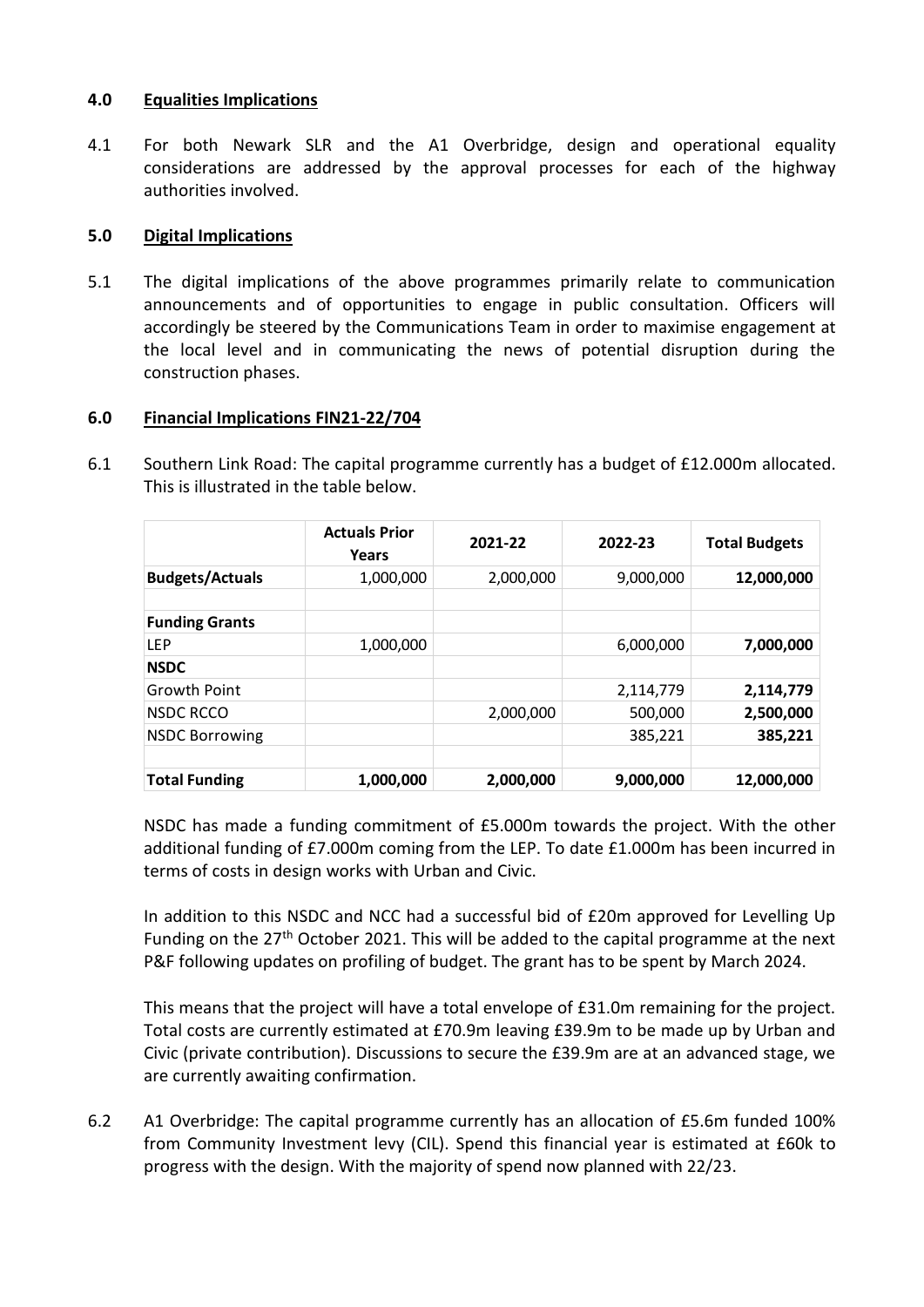## 4.0 Equalities Implications

4.1 For both Newark SLR and the A1 Overbridge, design and operational equality considerations are addressed by the approval processes for each of the highway authorities involved.

## 5.0 Digital Implications

5.1 The digital implications of the above programmes primarily relate to communication announcements and of opportunities to engage in public consultation. Officers will accordingly be steered by the Communications Team in order to maximise engagement at the local level and in communicating the news of potential disruption during the construction phases.

## 6.0 Financial Implications FIN21-22/704

6.1 Southern Link Road: The capital programme currently has a budget of £12.000m allocated. This is illustrated in the table below.

| | Actuals Prior Years | 2021-22 | 2022-23 | Total Budgets |
|---|---|---|---|---|
| **Budgets/Actuals** | 1,000,000 | 2,000,000 | 9,000,000 | **12,000,000** |
| | | | | |
| **Funding Grants** | | | | |
| LEP | 1,000,000 | | 6,000,000 | **7,000,000** |
| **NSDC** | | | | |
| Growth Point | | | 2,114,779 | **2,114,779** |
| NSDC RCCO | | 2,000,000 | 500,000 | **2,500,000** |
| NSDC Borrowing | | | 385,221 | **385,221** |
| | | | | |
| **Total Funding** | **1,000,000** | **2,000,000** | **9,000,000** | **12,000,000** |

NSDC has made a funding commitment of £5.000m towards the project. With the other additional funding of £7.000m coming from the LEP. To date £1.000m has been incurred in terms of costs in design works with Urban and Civic.

In addition to this NSDC and NCC had a successful bid of £20m approved for Levelling Up Funding on the 27th October 2021. This will be added to the capital programme at the next P&F following updates on profiling of budget. The grant has to be spent by March 2024.

This means that the project will have a total envelope of £31.0m remaining for the project. Total costs are currently estimated at £70.9m leaving £39.9m to be made up by Urban and Civic (private contribution). Discussions to secure the £39.9m are at an advanced stage, we are currently awaiting confirmation.

6.2 A1 Overbridge: The capital programme currently has an allocation of £5.6m funded 100% from Community Investment levy (CIL). Spend this financial year is estimated at £60k to progress with the design. With the majority of spend now planned with 22/23.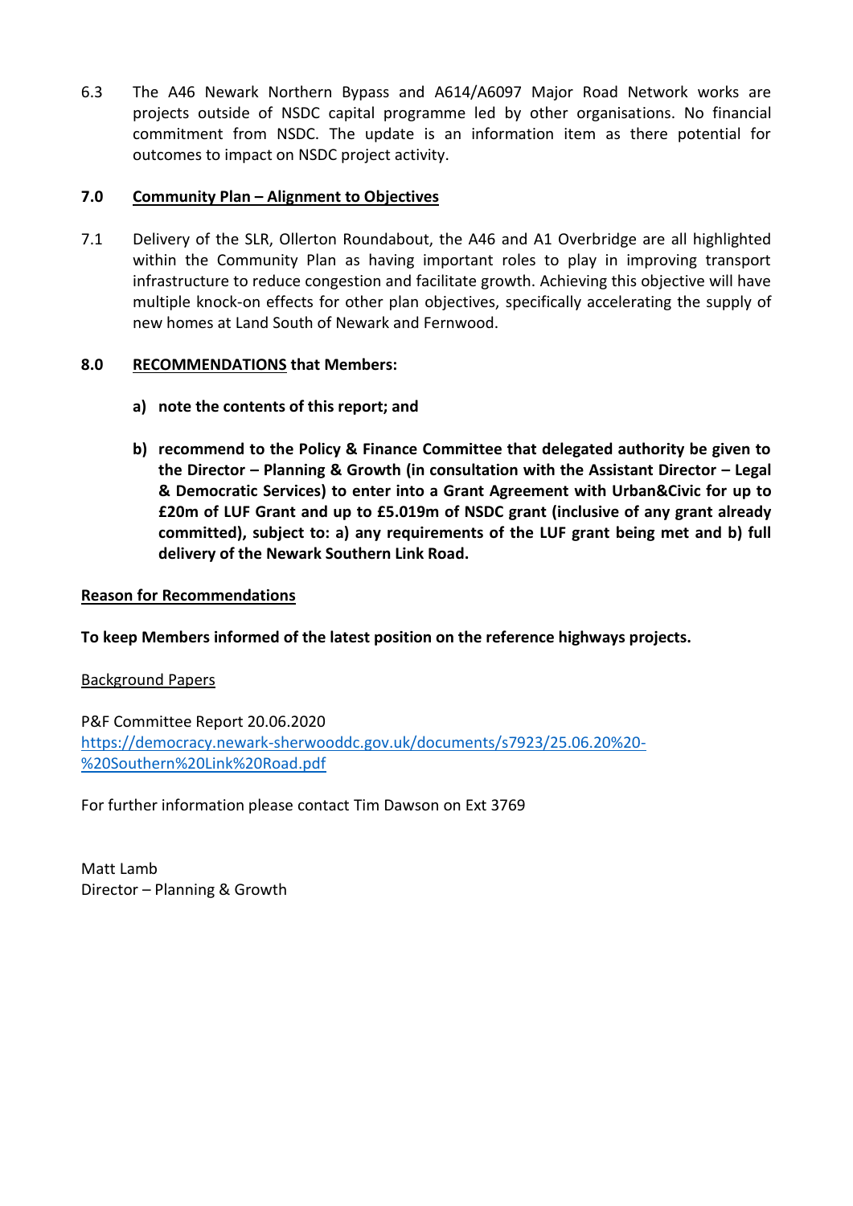6.3 The A46 Newark Northern Bypass and A614/A6097 Major Road Network works are projects outside of NSDC capital programme led by other organisations. No financial commitment from NSDC. The update is an information item as there potential for outcomes to impact on NSDC project activity.

## 7.0 Community Plan – Alignment to Objectives

7.1 Delivery of the SLR, Ollerton Roundabout, the A46 and A1 Overbridge are all highlighted within the Community Plan as having important roles to play in improving transport infrastructure to reduce congestion and facilitate growth. Achieving this objective will have multiple knock-on effects for other plan objectives, specifically accelerating the supply of new homes at Land South of Newark and Fernwood.

## 8.0 RECOMMENDATIONS that Members:

**a) note the contents of this report; and**

**b) recommend to the Policy & Finance Committee that delegated authority be given to the Director – Planning & Growth (in consultation with the Assistant Director – Legal & Democratic Services) to enter into a Grant Agreement with Urban&Civic for up to £20m of LUF Grant and up to £5.019m of NSDC grant (inclusive of any grant already committed), subject to: a) any requirements of the LUF grant being met and b) full delivery of the Newark Southern Link Road.**

**Reason for Recommendations**

**To keep Members informed of the latest position on the reference highways projects.**

Background Papers

P&F Committee Report 20.06.2020
https://democracy.newark-sherwooddc.gov.uk/documents/s7923/25.06.20%20-%20Southern%20Link%20Road.pdf

For further information please contact Tim Dawson on Ext 3769

Matt Lamb
Director – Planning & Growth